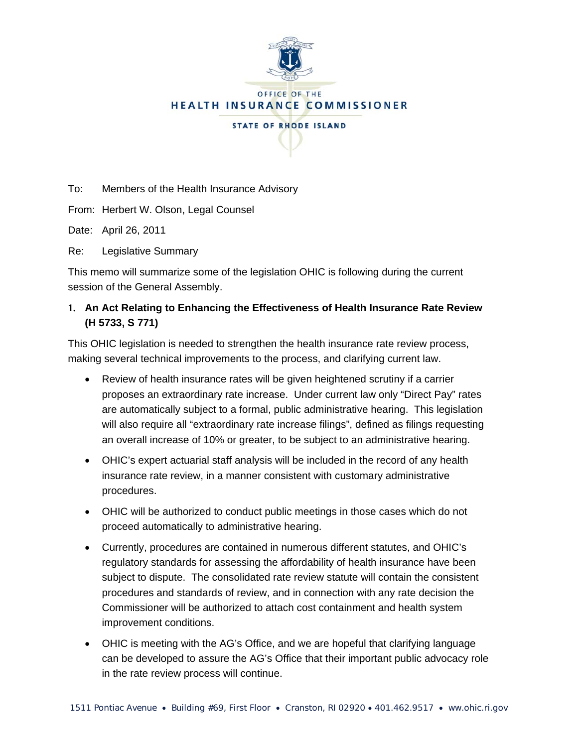OFFICE OF THE

HEALTH INSURANCE COMMISSIONER

STATE OF RHODE ISLAND

To: Members of the Health Insurance Advisory

From: Herbert W. Olson, Legal Counsel

Date: April 26, 2011

Re: Legislative Summary

This memo will summarize some of the legislation OHIC is following during the current session of the General Assembly.

**1. An Act Relating to Enhancing the Effectiveness of Health Insurance Rate Review (H 5733, S 771)**

This OHIC legislation is needed to strengthen the health insurance rate review process, making several technical improvements to the process, and clarifying current law.

- Review of health insurance rates will be given heightened scrutiny if a carrier proposes an extraordinary rate increase. Under current law only "Direct Pay" rates are automatically subject to a formal, public administrative hearing. This legislation will also require all "extraordinary rate increase filings", defined as filings requesting an overall increase of 10% or greater, to be subject to an administrative hearing.
- OHIC's expert actuarial staff analysis will be included in the record of any health insurance rate review, in a manner consistent with customary administrative procedures.
- OHIC will be authorized to conduct public meetings in those cases which do not proceed automatically to administrative hearing.
- Currently, procedures are contained in numerous different statutes, and OHIC's regulatory standards for assessing the affordability of health insurance have been subject to dispute. The consolidated rate review statute will contain the consistent procedures and standards of review, and in connection with any rate decision the Commissioner will be authorized to attach cost containment and health system improvement conditions.
- OHIC is meeting with the AG's Office, and we are hopeful that clarifying language can be developed to assure the AG's Office that their important public advocacy role in the rate review process will continue.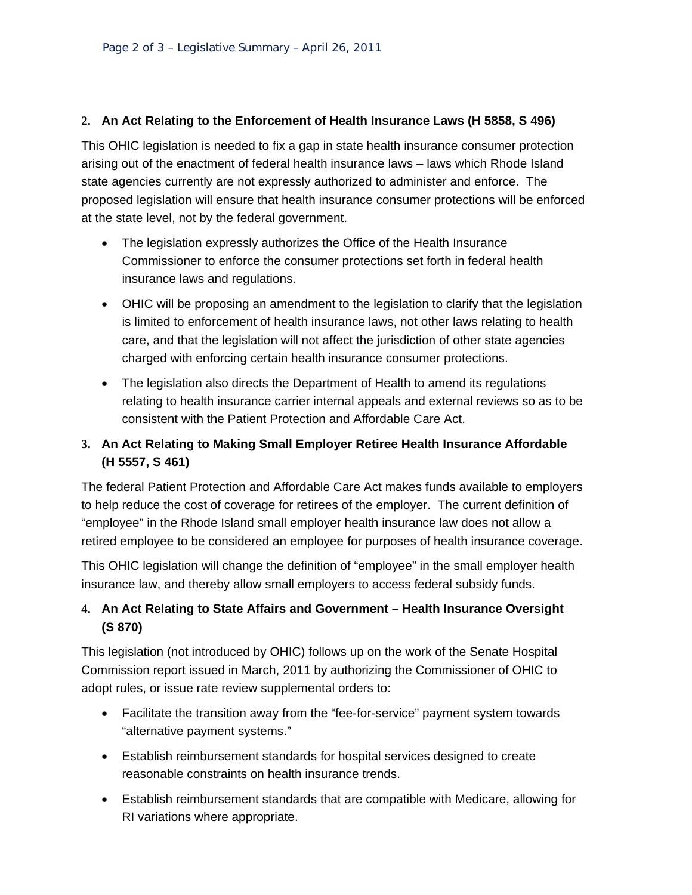**2. An Act Relating to the Enforcement of Health Insurance Laws (H 5858, S 496)**

This OHIC legislation is needed to fix a gap in state health insurance consumer protection arising out of the enactment of federal health insurance laws – laws which Rhode Island state agencies currently are not expressly authorized to administer and enforce. The proposed legislation will ensure that health insurance consumer protections will be enforced at the state level, not by the federal government.

- The legislation expressly authorizes the Office of the Health Insurance Commissioner to enforce the consumer protections set forth in federal health insurance laws and regulations.
- OHIC will be proposing an amendment to the legislation to clarify that the legislation is limited to enforcement of health insurance laws, not other laws relating to health care, and that the legislation will not affect the jurisdiction of other state agencies charged with enforcing certain health insurance consumer protections.
- The legislation also directs the Department of Health to amend its regulations relating to health insurance carrier internal appeals and external reviews so as to be consistent with the Patient Protection and Affordable Care Act.

**3. An Act Relating to Making Small Employer Retiree Health Insurance Affordable (H 5557, S 461)**

The federal Patient Protection and Affordable Care Act makes funds available to employers to help reduce the cost of coverage for retirees of the employer. The current definition of "employee" in the Rhode Island small employer health insurance law does not allow a retired employee to be considered an employee for purposes of health insurance coverage.

This OHIC legislation will change the definition of "employee" in the small employer health insurance law, and thereby allow small employers to access federal subsidy funds.

**4. An Act Relating to State Affairs and Government – Health Insurance Oversight (S 870)**

This legislation (not introduced by OHIC) follows up on the work of the Senate Hospital Commission report issued in March, 2011 by authorizing the Commissioner of OHIC to adopt rules, or issue rate review supplemental orders to:

- Facilitate the transition away from the "fee-for-service" payment system towards "alternative payment systems."
- Establish reimbursement standards for hospital services designed to create reasonable constraints on health insurance trends.
- Establish reimbursement standards that are compatible with Medicare, allowing for RI variations where appropriate.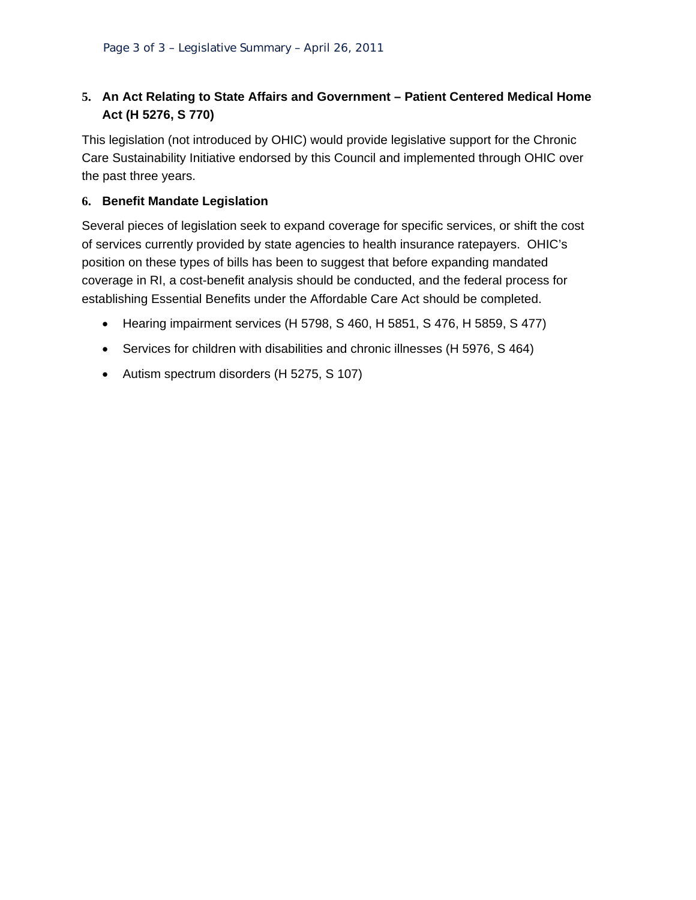5. **An Act Relating to State Affairs and Government – Patient Centered Medical Home Act (H 5276, S 770)**

This legislation (not introduced by OHIC) would provide legislative support for the Chronic Care Sustainability Initiative endorsed by this Council and implemented through OHIC over the past three years.

6. **Benefit Mandate Legislation**

Several pieces of legislation seek to expand coverage for specific services, or shift the cost of services currently provided by state agencies to health insurance ratepayers. OHIC's position on these types of bills has been to suggest that before expanding mandated coverage in RI, a cost-benefit analysis should be conducted, and the federal process for establishing Essential Benefits under the Affordable Care Act should be completed.

- Hearing impairment services (H 5798, S 460, H 5851, S 476, H 5859, S 477)
- Services for children with disabilities and chronic illnesses (H 5976, S 464)
- Autism spectrum disorders (H 5275, S 107)